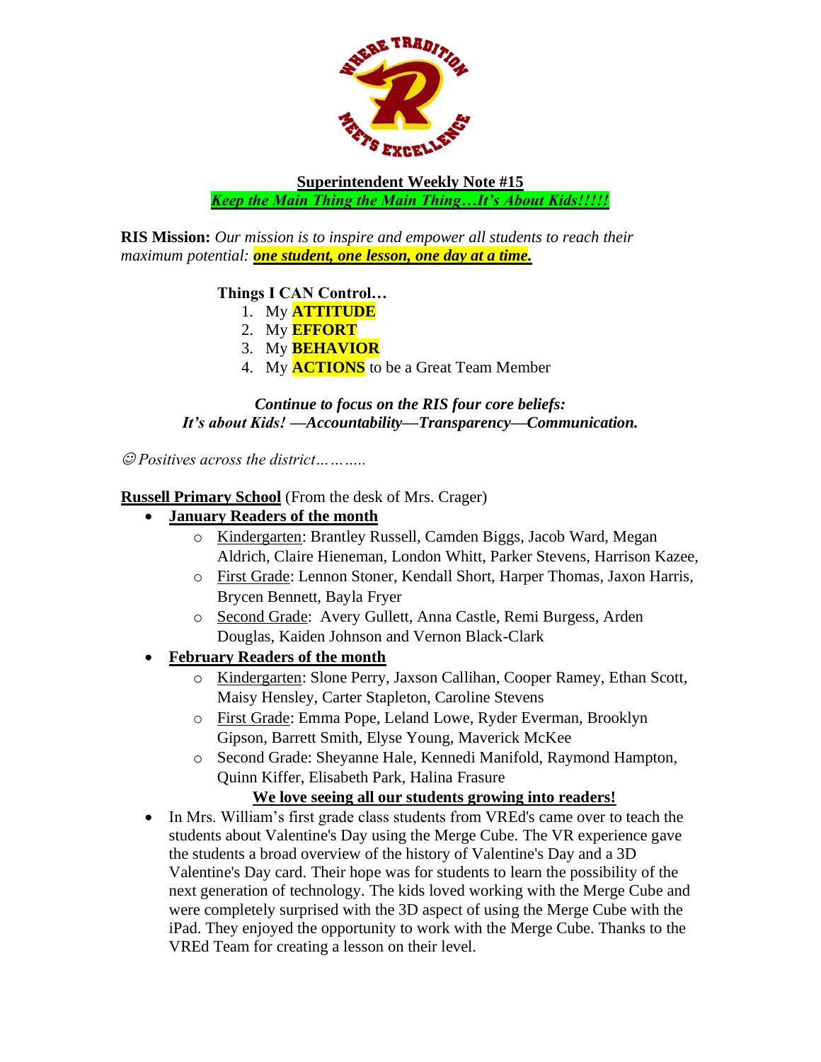**Superintendent Weekly Note #15**

***Keep the Main Thing the Main Thing…It's About Kids!!!!!***

**RIS Mission:** *Our mission is to inspire and empower all students to reach their maximum potential:* ***one student, one lesson, one day at a time.***

**Things I CAN Control…**

1. My **ATTITUDE**
2. My **EFFORT**
3. My **BEHAVIOR**
4. My **ACTIONS** to be a Great Team Member

***Continue to focus on the RIS four core beliefs:***
***It's about Kids! —Accountability—Transparency—Communication.***

*☺ Positives across the district………..*

**Russell Primary School** (From the desk of Mrs. Crager)

- **January Readers of the month**
  - Kindergarten: Brantley Russell, Camden Biggs, Jacob Ward, Megan Aldrich, Claire Hieneman, London Whitt, Parker Stevens, Harrison Kazee,
  - First Grade: Lennon Stoner, Kendall Short, Harper Thomas, Jaxon Harris, Brycen Bennett, Bayla Fryer
  - Second Grade: Avery Gullett, Anna Castle, Remi Burgess, Arden Douglas, Kaiden Johnson and Vernon Black-Clark
- **February Readers of the month**
  - Kindergarten: Slone Perry, Jaxson Callihan, Cooper Ramey, Ethan Scott, Maisy Hensley, Carter Stapleton, Caroline Stevens
  - First Grade: Emma Pope, Leland Lowe, Ryder Everman, Brooklyn Gipson, Barrett Smith, Elyse Young, Maverick McKee
  - Second Grade: Sheyanne Hale, Kennedi Manifold, Raymond Hampton, Quinn Kiffer, Elisabeth Park, Halina Frasure

  **We love seeing all our students growing into readers!**
- In Mrs. William's first grade class students from VREd's came over to teach the students about Valentine's Day using the Merge Cube. The VR experience gave the students a broad overview of the history of Valentine's Day and a 3D Valentine's Day card. Their hope was for students to learn the possibility of the next generation of technology. The kids loved working with the Merge Cube and were completely surprised with the 3D aspect of using the Merge Cube with the iPad. They enjoyed the opportunity to work with the Merge Cube. Thanks to the VREd Team for creating a lesson on their level.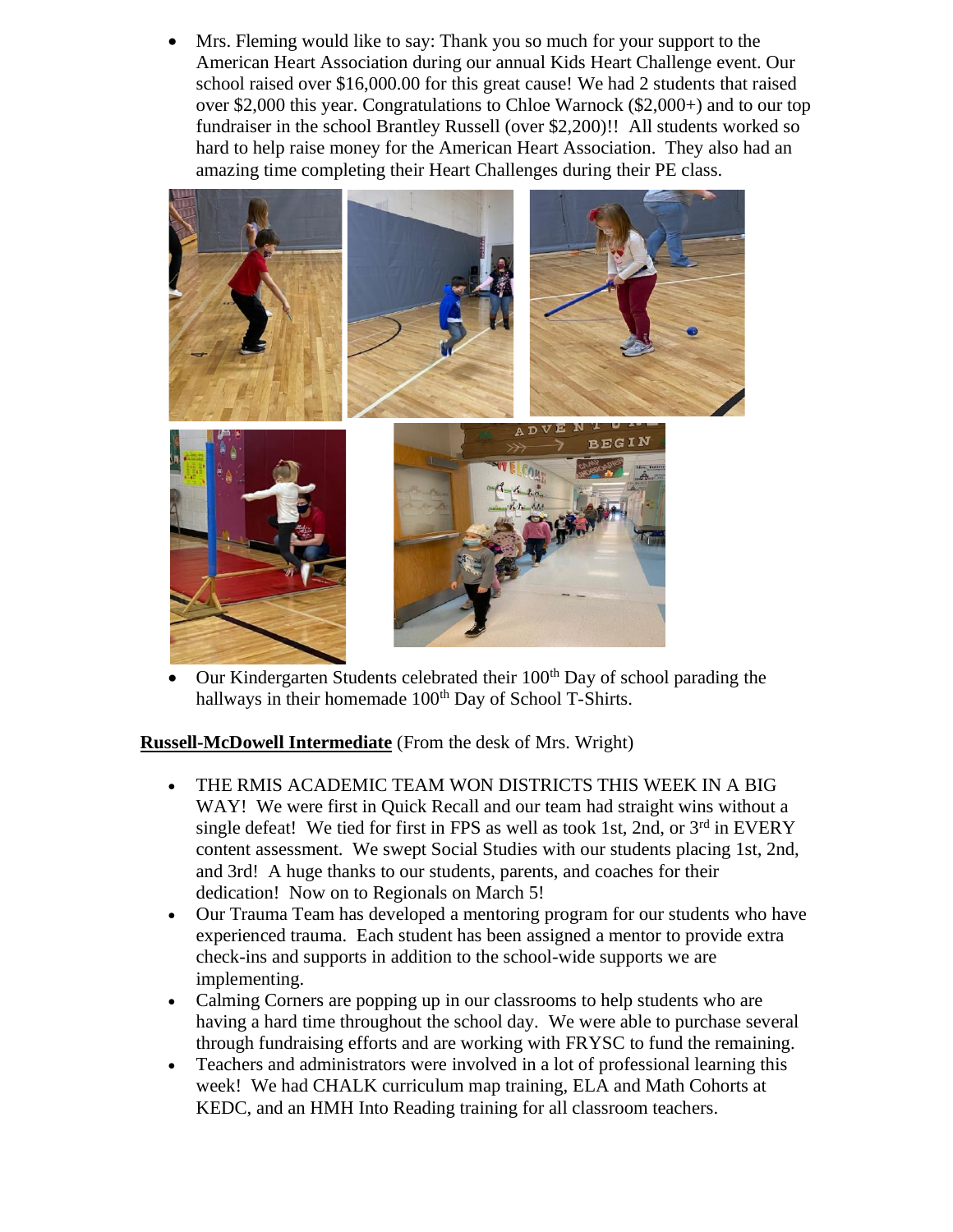- Mrs. Fleming would like to say: Thank you so much for your support to the American Heart Association during our annual Kids Heart Challenge event. Our school raised over $16,000.00 for this great cause! We had 2 students that raised over $2,000 this year. Congratulations to Chloe Warnock ($2,000+) and to our top fundraiser in the school Brantley Russell (over $2,200)!! All students worked so hard to help raise money for the American Heart Association. They also had an amazing time completing their Heart Challenges during their PE class.

- Our Kindergarten Students celebrated their 100th Day of school parading the hallways in their homemade 100th Day of School T-Shirts.

**Russell-McDowell Intermediate** (From the desk of Mrs. Wright)

- THE RMIS ACADEMIC TEAM WON DISTRICTS THIS WEEK IN A BIG WAY! We were first in Quick Recall and our team had straight wins without a single defeat! We tied for first in FPS as well as took 1st, 2nd, or 3rd in EVERY content assessment. We swept Social Studies with our students placing 1st, 2nd, and 3rd! A huge thanks to our students, parents, and coaches for their dedication! Now on to Regionals on March 5!
- Our Trauma Team has developed a mentoring program for our students who have experienced trauma. Each student has been assigned a mentor to provide extra check-ins and supports in addition to the school-wide supports we are implementing.
- Calming Corners are popping up in our classrooms to help students who are having a hard time throughout the school day. We were able to purchase several through fundraising efforts and are working with FRYSC to fund the remaining.
- Teachers and administrators were involved in a lot of professional learning this week! We had CHALK curriculum map training, ELA and Math Cohorts at KEDC, and an HMH Into Reading training for all classroom teachers.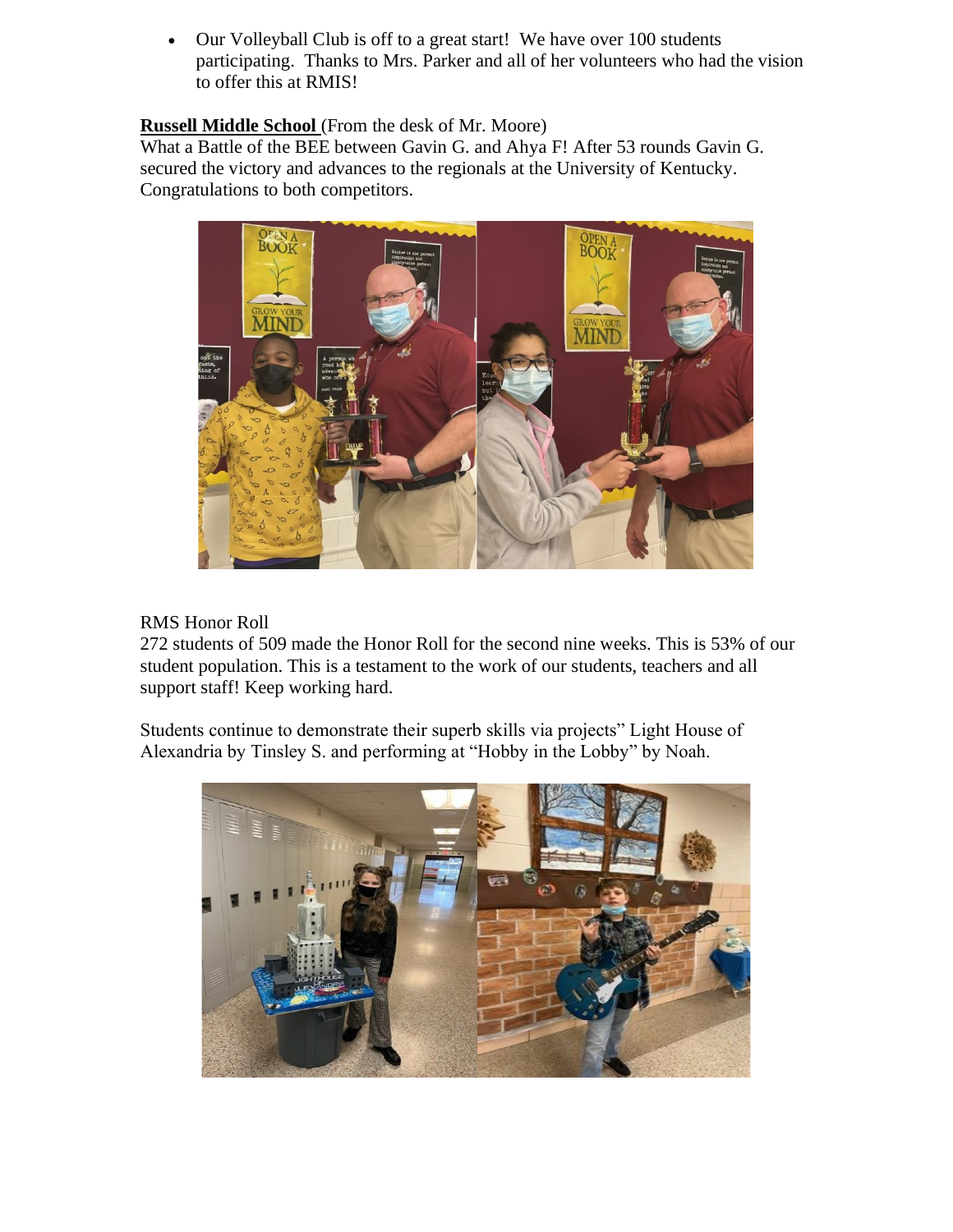- Our Volleyball Club is off to a great start! We have over 100 students participating. Thanks to Mrs. Parker and all of her volunteers who had the vision to offer this at RMIS!

**Russell Middle School** (From the desk of Mr. Moore)

What a Battle of the BEE between Gavin G. and Ahya F! After 53 rounds Gavin G. secured the victory and advances to the regionals at the University of Kentucky. Congratulations to both competitors.

RMS Honor Roll

272 students of 509 made the Honor Roll for the second nine weeks. This is 53% of our student population. This is a testament to the work of our students, teachers and all support staff! Keep working hard.

Students continue to demonstrate their superb skills via projects" Light House of Alexandria by Tinsley S. and performing at "Hobby in the Lobby" by Noah.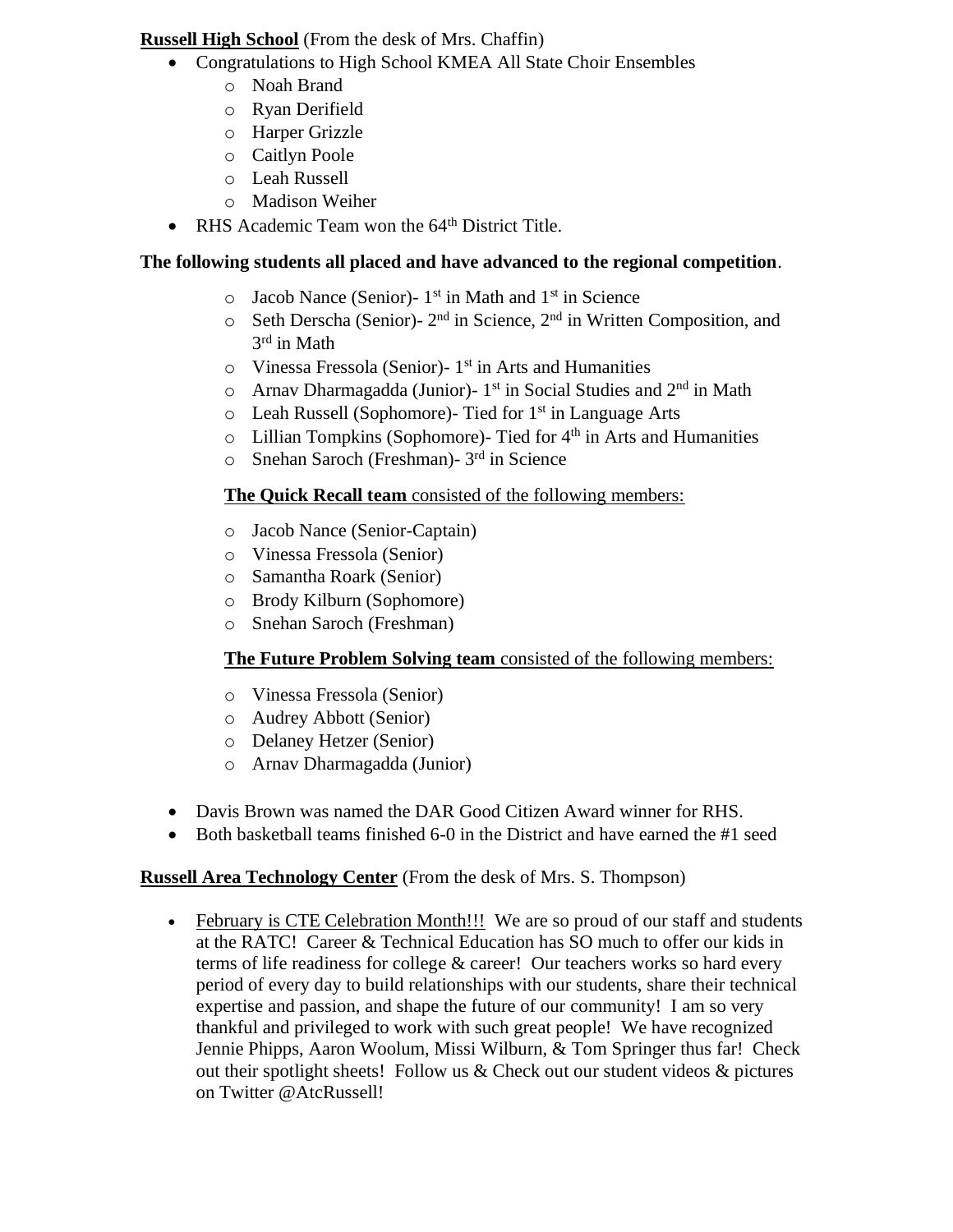**Russell High School** (From the desk of Mrs. Chaffin)

- Congratulations to High School KMEA All State Choir Ensembles
  - Noah Brand
  - Ryan Derifield
  - Harper Grizzle
  - Caitlyn Poole
  - Leah Russell
  - Madison Weiher
- RHS Academic Team won the 64th District Title.

**The following students all placed and have advanced to the regional competition**.

- Jacob Nance (Senior)- 1st in Math and 1st in Science
- Seth Derscha (Senior)- 2nd in Science, 2nd in Written Composition, and 3rd in Math
- Vinessa Fressola (Senior)- 1st in Arts and Humanities
- Arnav Dharmagadda (Junior)- 1st in Social Studies and 2nd in Math
- Leah Russell (Sophomore)- Tied for 1st in Language Arts
- Lillian Tompkins (Sophomore)- Tied for 4th in Arts and Humanities
- Snehan Saroch (Freshman)- 3rd in Science

**The Quick Recall team** consisted of the following members:

- Jacob Nance (Senior-Captain)
- Vinessa Fressola (Senior)
- Samantha Roark (Senior)
- Brody Kilburn (Sophomore)
- Snehan Saroch (Freshman)

**The Future Problem Solving team** consisted of the following members:

- Vinessa Fressola (Senior)
- Audrey Abbott (Senior)
- Delaney Hetzer (Senior)
- Arnav Dharmagadda (Junior)

- Davis Brown was named the DAR Good Citizen Award winner for RHS.
- Both basketball teams finished 6-0 in the District and have earned the #1 seed

**Russell Area Technology Center** (From the desk of Mrs. S. Thompson)

- February is CTE Celebration Month!!! We are so proud of our staff and students at the RATC! Career & Technical Education has SO much to offer our kids in terms of life readiness for college & career! Our teachers works so hard every period of every day to build relationships with our students, share their technical expertise and passion, and shape the future of our community! I am so very thankful and privileged to work with such great people! We have recognized Jennie Phipps, Aaron Woolum, Missi Wilburn, & Tom Springer thus far! Check out their spotlight sheets! Follow us & Check out our student videos & pictures on Twitter @AtcRussell!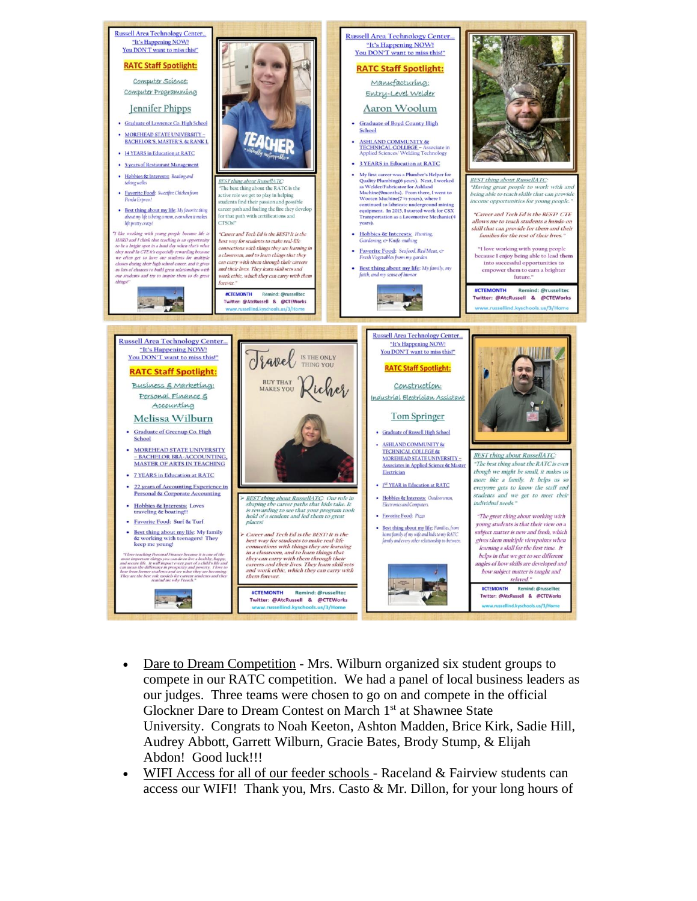## Russell Area Technology Center...
"It's Happening NOW! You DON'T want to miss this!"

### RATC Staff Spotlight:

**Computer Science: Computer Programming**

**Jennifer Phipps**

- Graduate of Lawrence Co. High School
- MOREHEAD STATE UNIVERSITY – BACHELOR'S, MASTER'S, & RANK I
- 14 YEARS in Education at RATC
- 5 years of Restaurant Management
- Hobbies & Interests: Reading and taking walks
- Favorite Food: Sweetfire Chicken from Panda Express!
- Best thing about my life: My favorite thing about my life is being a mom, even when it makes life pretty crazy!

*"I like working with young people because life is HARD and I think that teaching is an opportunity to be a bright spot in a hard day when that's what they need! In CTE it's especially rewarding because we often get to have our students for multiple classes during their high school career, and it gives us lots of chances to build great relationships with our students and try to inspire them to do great things!"*

*BEST thing about RussellATC:* "The best thing about the RATC is the active role we get to play in helping students find their passion and possible career path and fueling the fire they develop for that path with certifications and CTSOs!"

*"Career and Tech Ed is the BEST! It is the best way for students to make real-life connections with things they are learning in a classroom, and to learn things that they can carry with them through their careers and their lives. They learn skill sets and work ethic, which they can carry with them forever."*

**#CTEMONTH** Remind: @russelltec
Twitter: @AtcRussell & @CTEWorks
www.russellind.kyschools.us/3/Home

---

## Russell Area Technology Center...
"It's Happening NOW! You DON'T want to miss this!"

### RATC Staff Spotlight:

**Manufacturing: Entry-Level Welder**

**Aaron Woolum**

- Graduate of Boyd County High School
- ASHLAND COMMUNITY & TECHNICAL COLLEGE – Associate in Applied Sciences/ Welding Technology
- 3 YEARS in Education at RATC
- My first career was a Plumber's Helper for Quality Plumbing(6 years). Next, I worked as Welder/Fabricator for Ashland Machine(9months). From there, I went to Wooten Machine(7 ½ years), where I continued to fabricate underground mining equipment. In 2015, I started work for CSX Transportation as a Locomotive Mechanic(4 years).
- Hobbies & Interests: Hunting, Gardening, & Knife making
- Favorite Food: Seafood, Red Meat, & Fresh Vegetables from my garden
- Best thing about my life: My family, my faith, and my sense of humor

*BEST thing about RussellATC:* "Having great people to work with and being able to teach skills that can provide income opportunities for young people."

*"Career and Tech Ed is the BEST! CTE allows me to teach students a hands-on skill that can provide for them and their families for the rest of their lives."*

"I love working with young people because I enjoy being able to lead them into successful opportunities to empower them to earn a brighter future."

**#CTEMONTH** Remind: @russelltec
Twitter: @AtcRussell & @CTEWorks
www.russellind.kyschools.us/3/Home

---

## Russell Area Technology Center...
"It's Happening NOW! You DON'T want to miss this!"

### RATC Staff Spotlight:

**Business & Marketing: Personal Finance & Accounting**

**Melissa Wilburn**

- Graduate of Greenup Co. High School
- MOREHEAD STATE UNIVERSITY – BACHELOR BBA-ACCOUNTING, MASTER OF ARTS IN TEACHING
- 7 YEARS in Education at RATC
- 22 years of Accounting Experience in Personal & Corporate Accounting
- Hobbies & Interests: Loves traveling & boating!!!
- Favorite Food: Surf & Turf
- Best thing about my life: My family & working with teenagers! They keep me young!

*"I love teaching Personal Finance because it is one of the most important things you can do to live a healthy, happy, and secure life. It will impact every part of a child's life and can mean the difference in prosperity and poverty. I love to hear from former students and see what they are becoming. They are the best role models for current students and they remind me why I teach."*

Travel is the only thing you buy that makes you Richer

- *BEST thing about RussellATC:* Our role in shaping the career paths that kids take. It is rewarding to see that your program took hold of a student and led them to great places!
- *Career and Tech Ed is the BEST! It is the best way for students to make real-life connections with things they are learning in a classroom, and to learn things that they can carry with them through their careers and their lives. They learn skill sets and work ethic, which they can carry with them forever.*

**#CTEMONTH** Remind: @russelltec
Twitter: @AtcRussell & @CTEWorks
www.russellind.kyschools.us/3/Home

---

## Russell Area Technology Center...
"It's Happening NOW! You DON'T want to miss this!"

### RATC Staff Spotlight:

**Construction: Industrial Electrician Assistant**

**Tom Springer**

- Graduate of Russell High School
- ASHLAND COMMUNITY & TECHNICAL COLLEGE & MOREHEAD STATE UNIVERSITY – Associates in Applied Science & Master Electrician
- 1st YEAR in Education at RATC
- Hobbies & Interests: Outdoorsman, Electronics and Computers
- Favorite Food: Pizza
- Best thing about my life: Families, from home family of my wife and kids to my RATC family and every other relationship in-between.

*BEST thing about RussellATC:* "The best thing about the RATC is even though we might be small, it makes us more like a family. It helps us so everyone gets to know the staff and students and we get to meet their individual needs."

*"The great thing about working with young students is that their view on a subject matter is new and fresh, which gives them multiple viewpoints when learning a skill for the first time. It helps in that we get to see different angles of how skills are developed and how subject matter is taught and relayed."*

**#CTEMONTH** Remind: @russelltec
Twitter: @AtcRussell & @CTEWorks
www.russellind.kyschools.us/3/Home

---

- Dare to Dream Competition - Mrs. Wilburn organized six student groups to compete in our RATC competition. We had a panel of local business leaders as our judges. Three teams were chosen to go on and compete in the official Glockner Dare to Dream Contest on March 1st at Shawnee State University. Congrats to Noah Keeton, Ashton Madden, Brice Kirk, Sadie Hill, Audrey Abbott, Garrett Wilburn, Gracie Bates, Brody Stump, & Elijah Abdon! Good luck!!!
- WIFI Access for all of our feeder schools - Raceland & Fairview students can access our WIFI! Thank you, Mrs. Casto & Mr. Dillon, for your long hours of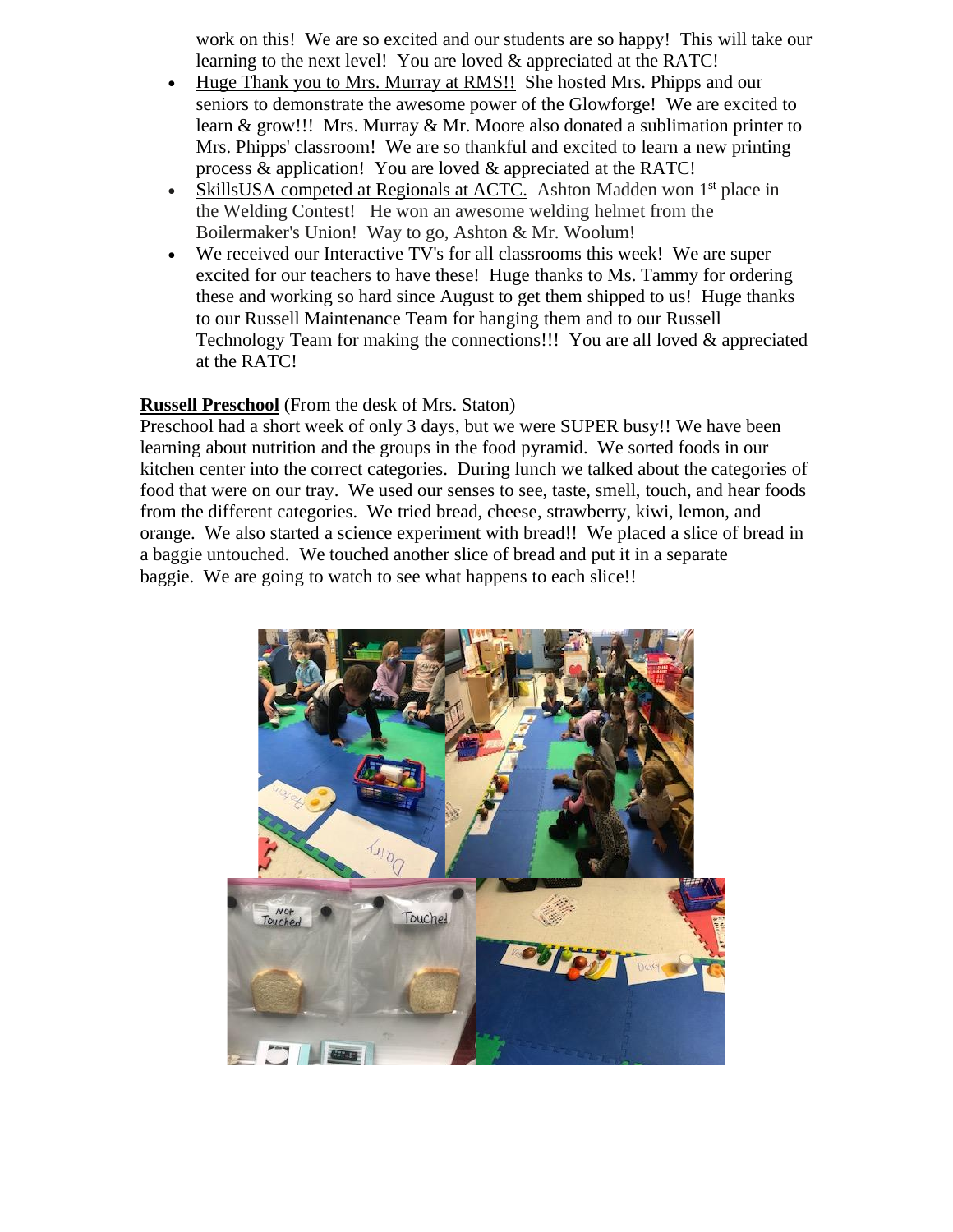work on this! We are so excited and our students are so happy! This will take our learning to the next level! You are loved & appreciated at the RATC!

- Huge Thank you to Mrs. Murray at RMS!! She hosted Mrs. Phipps and our seniors to demonstrate the awesome power of the Glowforge! We are excited to learn & grow!!! Mrs. Murray & Mr. Moore also donated a sublimation printer to Mrs. Phipps' classroom! We are so thankful and excited to learn a new printing process & application! You are loved & appreciated at the RATC!
- SkillsUSA competed at Regionals at ACTC. Ashton Madden won 1st place in the Welding Contest! He won an awesome welding helmet from the Boilermaker's Union! Way to go, Ashton & Mr. Woolum!
- We received our Interactive TV's for all classrooms this week! We are super excited for our teachers to have these! Huge thanks to Ms. Tammy for ordering these and working so hard since August to get them shipped to us! Huge thanks to our Russell Maintenance Team for hanging them and to our Russell Technology Team for making the connections!!! You are all loved & appreciated at the RATC!

**Russell Preschool** (From the desk of Mrs. Staton)
Preschool had a short week of only 3 days, but we were SUPER busy!! We have been learning about nutrition and the groups in the food pyramid. We sorted foods in our kitchen center into the correct categories. During lunch we talked about the categories of food that were on our tray. We used our senses to see, taste, smell, touch, and hear foods from the different categories. We tried bread, cheese, strawberry, kiwi, lemon, and orange. We also started a science experiment with bread!! We placed a slice of bread in a baggie untouched. We touched another slice of bread and put it in a separate baggie. We are going to watch to see what happens to each slice!!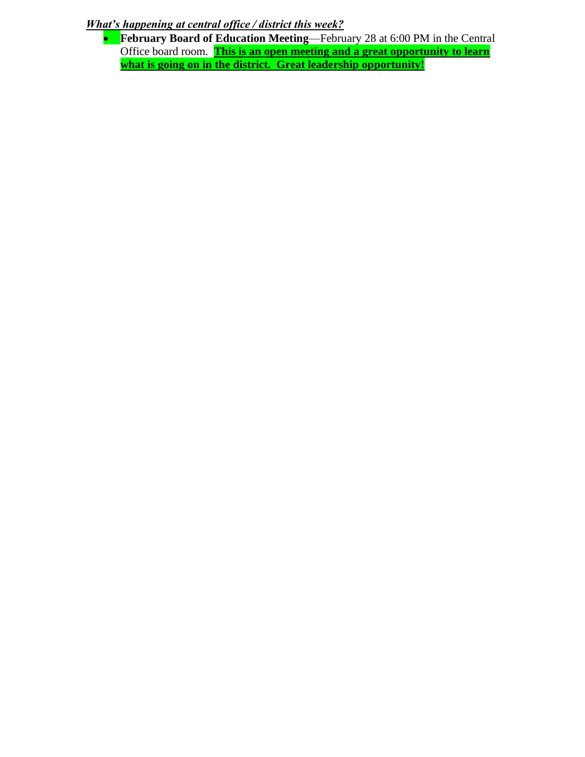***What's happening at central office / district this week?***

- **February Board of Education Meeting**—February 28 at 6:00 PM in the Central Office board room. **This is an open meeting and a great opportunity to learn what is going on in the district. Great leadership opportunity!**